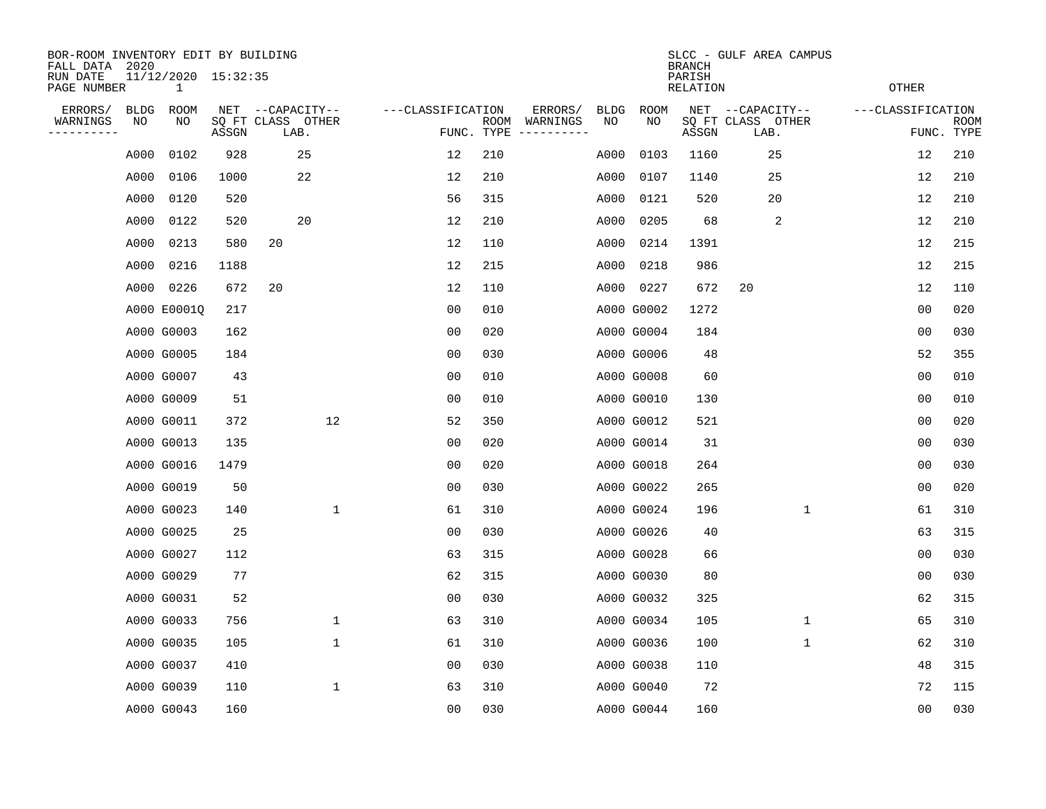BOR-ROOM INVENTORY EDIT BY BUILDING
FALL DATA 2020
RUN DATE 11/12/2020 15:32:35
PAGE NUMBER 1

SLCC - GULF AREA CAMPUS
BRANCH
PARISH
RELATION
OTHER

| ERRORS/ WARNINGS | BLDG NO | ROOM NO | NET SQ FT ASSGN | CAPACITY CLASS | CAPACITY LAB. | CAPACITY OTHER | CLASSIFICATION FUNC. | ROOM TYPE | ERRORS/ WARNINGS | BLDG NO | ROOM NO | NET SQ FT ASSGN | CAPACITY CLASS | CAPACITY LAB. | CAPACITY OTHER | CLASSIFICATION FUNC. | ROOM TYPE |
|---|---|---|---|---|---|---|---|---|---|---|---|---|---|---|---|---|---|
| | A000 | 0102 | 928 | | 25 | | 12 | 210 | | A000 | 0103 | 1160 | | 25 | | 12 | 210 |
| | A000 | 0106 | 1000 | | 22 | | 12 | 210 | | A000 | 0107 | 1140 | | 25 | | 12 | 210 |
| | A000 | 0120 | 520 | | | | 56 | 315 | | A000 | 0121 | 520 | | 20 | | 12 | 210 |
| | A000 | 0122 | 520 | | 20 | | 12 | 210 | | A000 | 0205 | 68 | | 2 | | 12 | 210 |
| | A000 | 0213 | 580 | 20 | | | 12 | 110 | | A000 | 0214 | 1391 | | | | 12 | 215 |
| | A000 | 0216 | 1188 | | | | 12 | 215 | | A000 | 0218 | 986 | | | | 12 | 215 |
| | A000 | 0226 | 672 | 20 | | | 12 | 110 | | A000 | 0227 | 672 | 20 | | | 12 | 110 |
| | A000 | E0001Q | 217 | | | | 00 | 010 | | A000 | G0002 | 1272 | | | | 00 | 020 |
| | A000 | G0003 | 162 | | | | 00 | 020 | | A000 | G0004 | 184 | | | | 00 | 030 |
| | A000 | G0005 | 184 | | | | 00 | 030 | | A000 | G0006 | 48 | | | | 52 | 355 |
| | A000 | G0007 | 43 | | | | 00 | 010 | | A000 | G0008 | 60 | | | | 00 | 010 |
| | A000 | G0009 | 51 | | | | 00 | 010 | | A000 | G0010 | 130 | | | | 00 | 010 |
| | A000 | G0011 | 372 | | | 12 | 52 | 350 | | A000 | G0012 | 521 | | | | 00 | 020 |
| | A000 | G0013 | 135 | | | | 00 | 020 | | A000 | G0014 | 31 | | | | 00 | 030 |
| | A000 | G0016 | 1479 | | | | 00 | 020 | | A000 | G0018 | 264 | | | | 00 | 030 |
| | A000 | G0019 | 50 | | | | 00 | 030 | | A000 | G0022 | 265 | | | | 00 | 020 |
| | A000 | G0023 | 140 | | | 1 | 61 | 310 | | A000 | G0024 | 196 | | | 1 | 61 | 310 |
| | A000 | G0025 | 25 | | | | 00 | 030 | | A000 | G0026 | 40 | | | | 63 | 315 |
| | A000 | G0027 | 112 | | | | 63 | 315 | | A000 | G0028 | 66 | | | | 00 | 030 |
| | A000 | G0029 | 77 | | | | 62 | 315 | | A000 | G0030 | 80 | | | | 00 | 030 |
| | A000 | G0031 | 52 | | | | 00 | 030 | | A000 | G0032 | 325 | | | | 62 | 315 |
| | A000 | G0033 | 756 | | | 1 | 63 | 310 | | A000 | G0034 | 105 | | | 1 | 65 | 310 |
| | A000 | G0035 | 105 | | | 1 | 61 | 310 | | A000 | G0036 | 100 | | | 1 | 62 | 310 |
| | A000 | G0037 | 410 | | | | 00 | 030 | | A000 | G0038 | 110 | | | | 48 | 315 |
| | A000 | G0039 | 110 | | | 1 | 63 | 310 | | A000 | G0040 | 72 | | | | 72 | 115 |
| | A000 | G0043 | 160 | | | | 00 | 030 | | A000 | G0044 | 160 | | | | 00 | 030 |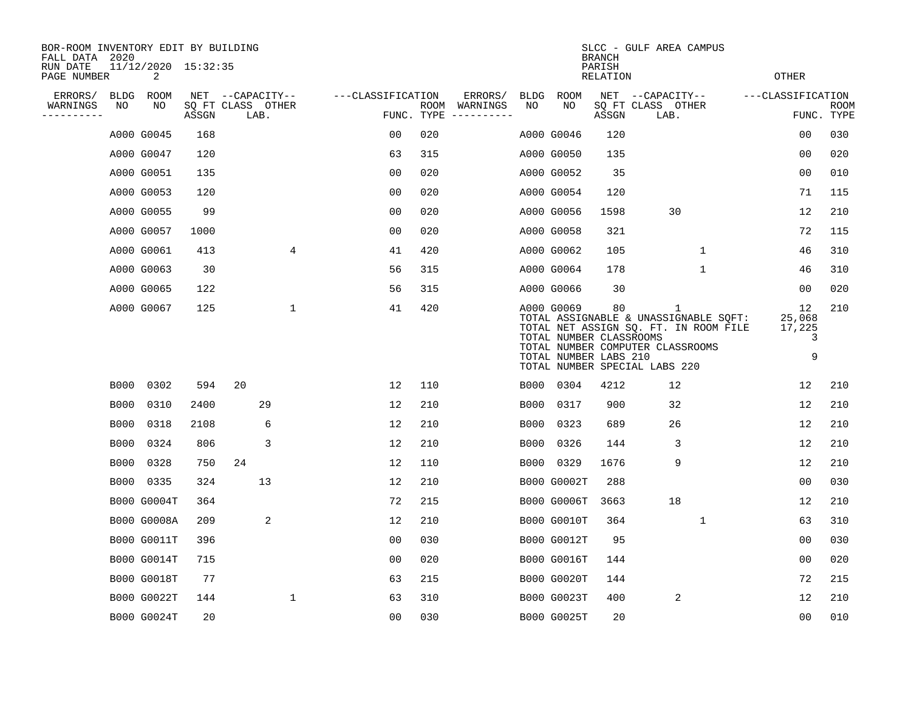BOR-ROOM INVENTORY EDIT BY BUILDING
FALL DATA 2020
RUN DATE 11/12/2020 15:32:35

SLCC - GULF AREA CAMPUS
BRANCH
PARISH
RELATION
OTHER

| ERRORS/ WARNINGS | BLDG NO | ROOM NO | NET SQ FT ASSGN | CAPACITY CLASS LAB. | CAPACITY OTHER | CLASSIFICATION FUNC. | ROOM TYPE | ERRORS/ WARNINGS | BLDG NO | ROOM NO | NET SQ FT ASSGN | CAPACITY CLASS LAB. | CAPACITY OTHER | CLASSIFICATION FUNC. | ROOM TYPE |
|---|---|---|---|---|---|---|---|---|---|---|---|---|---|---|---|
| | A000 | G0045 | 168 | | | 00 | 020 | | A000 | G0046 | 120 | | | 00 | 030 |
| | A000 | G0047 | 120 | | | 63 | 315 | | A000 | G0050 | 135 | | | 00 | 020 |
| | A000 | G0051 | 135 | | | 00 | 020 | | A000 | G0052 | 35 | | | 00 | 010 |
| | A000 | G0053 | 120 | | | 00 | 020 | | A000 | G0054 | 120 | | | 71 | 115 |
| | A000 | G0055 | 99 | | | 00 | 020 | | A000 | G0056 | 1598 | 30 | | 12 | 210 |
| | A000 | G0057 | 1000 | | | 00 | 020 | | A000 | G0058 | 321 | | | 72 | 115 |
| | A000 | G0061 | 413 | | 4 | 41 | 420 | | A000 | G0062 | 105 | | 1 | 46 | 310 |
| | A000 | G0063 | 30 | | | 56 | 315 | | A000 | G0064 | 178 | | 1 | 46 | 310 |
| | A000 | G0065 | 122 | | | 56 | 315 | | A000 | G0066 | 30 | | | 00 | 020 |
| | A000 | G0067 | 125 | | 1 | 41 | 420 | | A000 | G0069 | 80 | 1 | | 12 | 210 |

TOTAL ASSIGNABLE & UNASSIGNABLE SQFT: 25,068
TOTAL NET ASSIGN SQ. FT. IN ROOM FILE 17,225
TOTAL NUMBER CLASSROOMS 3
TOTAL NUMBER COMPUTER CLASSROOMS
TOTAL NUMBER LABS 210 9
TOTAL NUMBER SPECIAL LABS 220

| ERRORS/ WARNINGS | BLDG NO | ROOM NO | NET SQ FT ASSGN | CAPACITY CLASS LAB. | CAPACITY OTHER | CLASSIFICATION FUNC. | ROOM TYPE | ERRORS/ WARNINGS | BLDG NO | ROOM NO | NET SQ FT ASSGN | CAPACITY CLASS LAB. | CAPACITY OTHER | CLASSIFICATION FUNC. | ROOM TYPE |
|---|---|---|---|---|---|---|---|---|---|---|---|---|---|---|---|
| | B000 | 0302 | 594 | 20 | | 12 | 110 | | B000 | 0304 | 4212 | 12 | | 12 | 210 |
| | B000 | 0310 | 2400 | 29 | | 12 | 210 | | B000 | 0317 | 900 | 32 | | 12 | 210 |
| | B000 | 0318 | 2108 | 6 | | 12 | 210 | | B000 | 0323 | 689 | 26 | | 12 | 210 |
| | B000 | 0324 | 806 | 3 | | 12 | 210 | | B000 | 0326 | 144 | 3 | | 12 | 210 |
| | B000 | 0328 | 750 | 24 | | 12 | 110 | | B000 | 0329 | 1676 | 9 | | 12 | 210 |
| | B000 | 0335 | 324 | 13 | | 12 | 210 | | B000 | G0002T | 288 | | | 00 | 030 |
| | B000 | G0004T | 364 | | | 72 | 215 | | B000 | G0006T | 3663 | 18 | | 12 | 210 |
| | B000 | G0008A | 209 | 2 | | 12 | 210 | | B000 | G0010T | 364 | | 1 | 63 | 310 |
| | B000 | G0011T | 396 | | | 00 | 030 | | B000 | G0012T | 95 | | | 00 | 030 |
| | B000 | G0014T | 715 | | | 00 | 020 | | B000 | G0016T | 144 | | | 00 | 020 |
| | B000 | G0018T | 77 | | | 63 | 215 | | B000 | G0020T | 144 | | | 72 | 215 |
| | B000 | G0022T | 144 | | 1 | 63 | 310 | | B000 | G0023T | 400 | 2 | | 12 | 210 |
| | B000 | G0024T | 20 | | | 00 | 030 | | B000 | G0025T | 20 | | | 00 | 010 |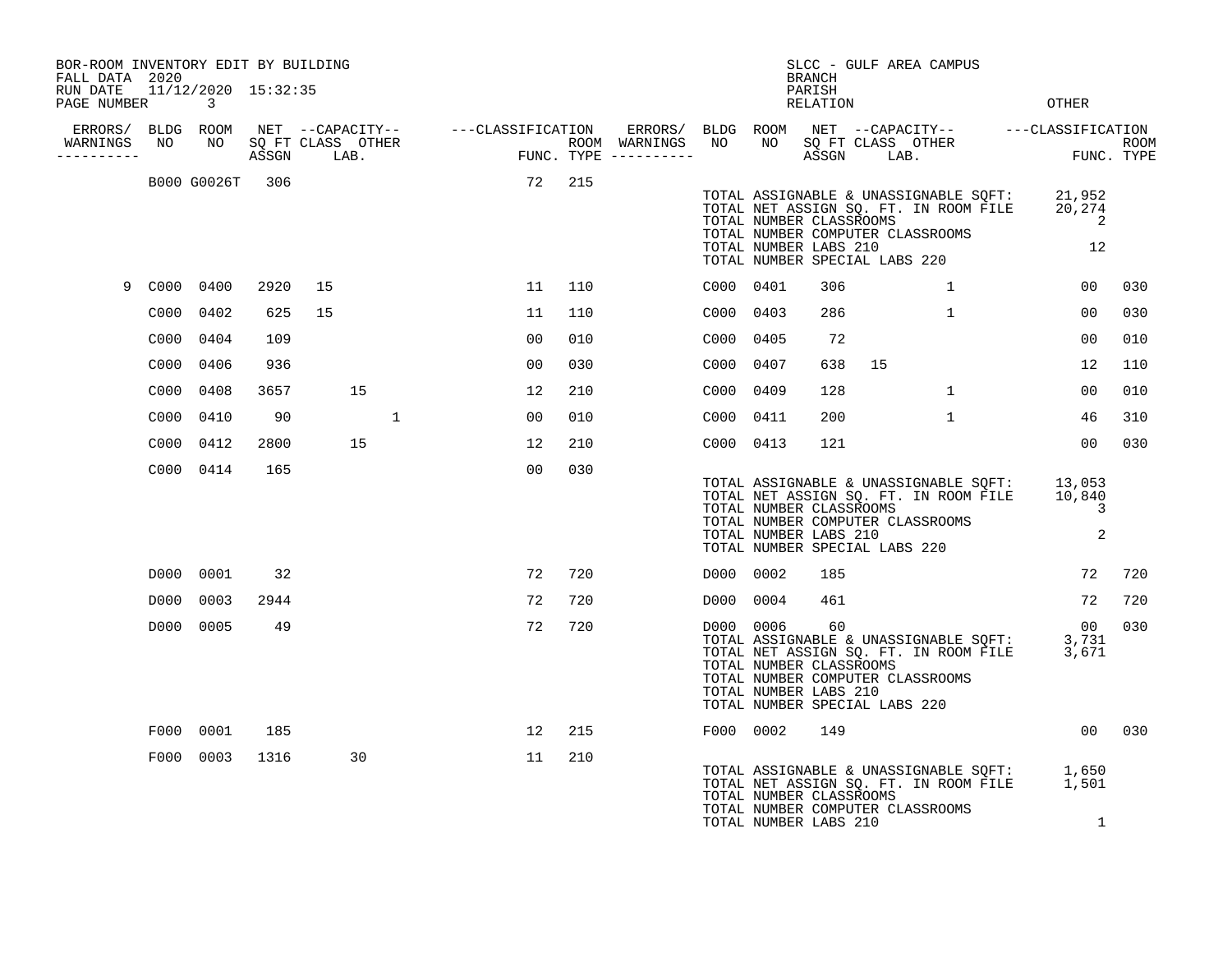BOR-ROOM INVENTORY EDIT BY BUILDING
FALL DATA 2020
RUN DATE 11/12/2020 15:32:35

SLCC - GULF AREA CAMPUS
BRANCH
PARISH
RELATION OTHER

| ERRORS/ WARNINGS | BLDG NO | ROOM NO | NET SQ FT ASSGN | CAPACITY CLASS | CAPACITY LAB. | CAPACITY OTHER | CLASSIFICATION FUNC. | ROOM TYPE | ERRORS/ WARNINGS | BLDG NO | ROOM NO | NET SQ FT ASSGN | CAPACITY CLASS | CAPACITY LAB. | CAPACITY OTHER | CLASSIFICATION FUNC. | ROOM TYPE |
|---|---|---|---|---|---|---|---|---|---|---|---|---|---|---|---|---|---|
| | B000 | G0026T | 306 | | | | 72 | 215 | | | | | | | | | |

TOTAL ASSIGNABLE & UNASSIGNABLE SQFT: 21,952
TOTAL NET ASSIGN SQ. FT. IN ROOM FILE 20,274
TOTAL NUMBER CLASSROOMS 2
TOTAL NUMBER COMPUTER CLASSROOMS
TOTAL NUMBER LABS 210 12
TOTAL NUMBER SPECIAL LABS 220

| ERRORS/ WARNINGS | BLDG NO | ROOM NO | NET SQ FT ASSGN | CAPACITY CLASS | CAPACITY LAB. | CAPACITY OTHER | CLASSIFICATION FUNC. | ROOM TYPE | ERRORS/ WARNINGS | BLDG NO | ROOM NO | NET SQ FT ASSGN | CAPACITY CLASS | CAPACITY LAB. | CAPACITY OTHER | CLASSIFICATION FUNC. | ROOM TYPE |
|---|---|---|---|---|---|---|---|---|---|---|---|---|---|---|---|---|---|
| 9 | C000 | 0400 | 2920 | 15 | | | 11 | 110 | | C000 | 0401 | 306 | | | 1 | 00 | 030 |
| | C000 | 0402 | 625 | 15 | | | 11 | 110 | | C000 | 0403 | 286 | | | 1 | 00 | 030 |
| | C000 | 0404 | 109 | | | | 00 | 010 | | C000 | 0405 | 72 | | | | 00 | 010 |
| | C000 | 0406 | 936 | | | | 00 | 030 | | C000 | 0407 | 638 | 15 | | | 12 | 110 |
| | C000 | 0408 | 3657 | | 15 | | 12 | 210 | | C000 | 0409 | 128 | | | 1 | 00 | 010 |
| | C000 | 0410 | 90 | | | 1 | 00 | 010 | | C000 | 0411 | 200 | | | 1 | 46 | 310 |
| | C000 | 0412 | 2800 | | 15 | | 12 | 210 | | C000 | 0413 | 121 | | | | 00 | 030 |
| | C000 | 0414 | 165 | | | | 00 | 030 | | | | | | | | | |

TOTAL ASSIGNABLE & UNASSIGNABLE SQFT: 13,053
TOTAL NET ASSIGN SQ. FT. IN ROOM FILE 10,840
TOTAL NUMBER CLASSROOMS 3
TOTAL NUMBER COMPUTER CLASSROOMS
TOTAL NUMBER LABS 210 2
TOTAL NUMBER SPECIAL LABS 220

| ERRORS/ WARNINGS | BLDG NO | ROOM NO | NET SQ FT ASSGN | CAPACITY CLASS | CAPACITY LAB. | CAPACITY OTHER | CLASSIFICATION FUNC. | ROOM TYPE | ERRORS/ WARNINGS | BLDG NO | ROOM NO | NET SQ FT ASSGN | CAPACITY CLASS | CAPACITY LAB. | CAPACITY OTHER | CLASSIFICATION FUNC. | ROOM TYPE |
|---|---|---|---|---|---|---|---|---|---|---|---|---|---|---|---|---|---|
| | D000 | 0001 | 32 | | | | 72 | 720 | | D000 | 0002 | 185 | | | | 72 | 720 |
| | D000 | 0003 | 2944 | | | | 72 | 720 | | D000 | 0004 | 461 | | | | 72 | 720 |
| | D000 | 0005 | 49 | | | | 72 | 720 | | D000 | 0006 | 60 | | | | 00 | 030 |

TOTAL ASSIGNABLE & UNASSIGNABLE SQFT: 3,731
TOTAL NET ASSIGN SQ. FT. IN ROOM FILE 3,671
TOTAL NUMBER CLASSROOMS
TOTAL NUMBER COMPUTER CLASSROOMS
TOTAL NUMBER LABS 210
TOTAL NUMBER SPECIAL LABS 220

| ERRORS/ WARNINGS | BLDG NO | ROOM NO | NET SQ FT ASSGN | CAPACITY CLASS | CAPACITY LAB. | CAPACITY OTHER | CLASSIFICATION FUNC. | ROOM TYPE | ERRORS/ WARNINGS | BLDG NO | ROOM NO | NET SQ FT ASSGN | CAPACITY CLASS | CAPACITY LAB. | CAPACITY OTHER | CLASSIFICATION FUNC. | ROOM TYPE |
|---|---|---|---|---|---|---|---|---|---|---|---|---|---|---|---|---|---|
| | F000 | 0001 | 185 | | | | 12 | 215 | | F000 | 0002 | 149 | | | | 00 | 030 |
| | F000 | 0003 | 1316 | | 30 | | 11 | 210 | | | | | | | | | |

TOTAL ASSIGNABLE & UNASSIGNABLE SQFT: 1,650
TOTAL NET ASSIGN SQ. FT. IN ROOM FILE 1,501
TOTAL NUMBER CLASSROOMS
TOTAL NUMBER COMPUTER CLASSROOMS
TOTAL NUMBER LABS 210 1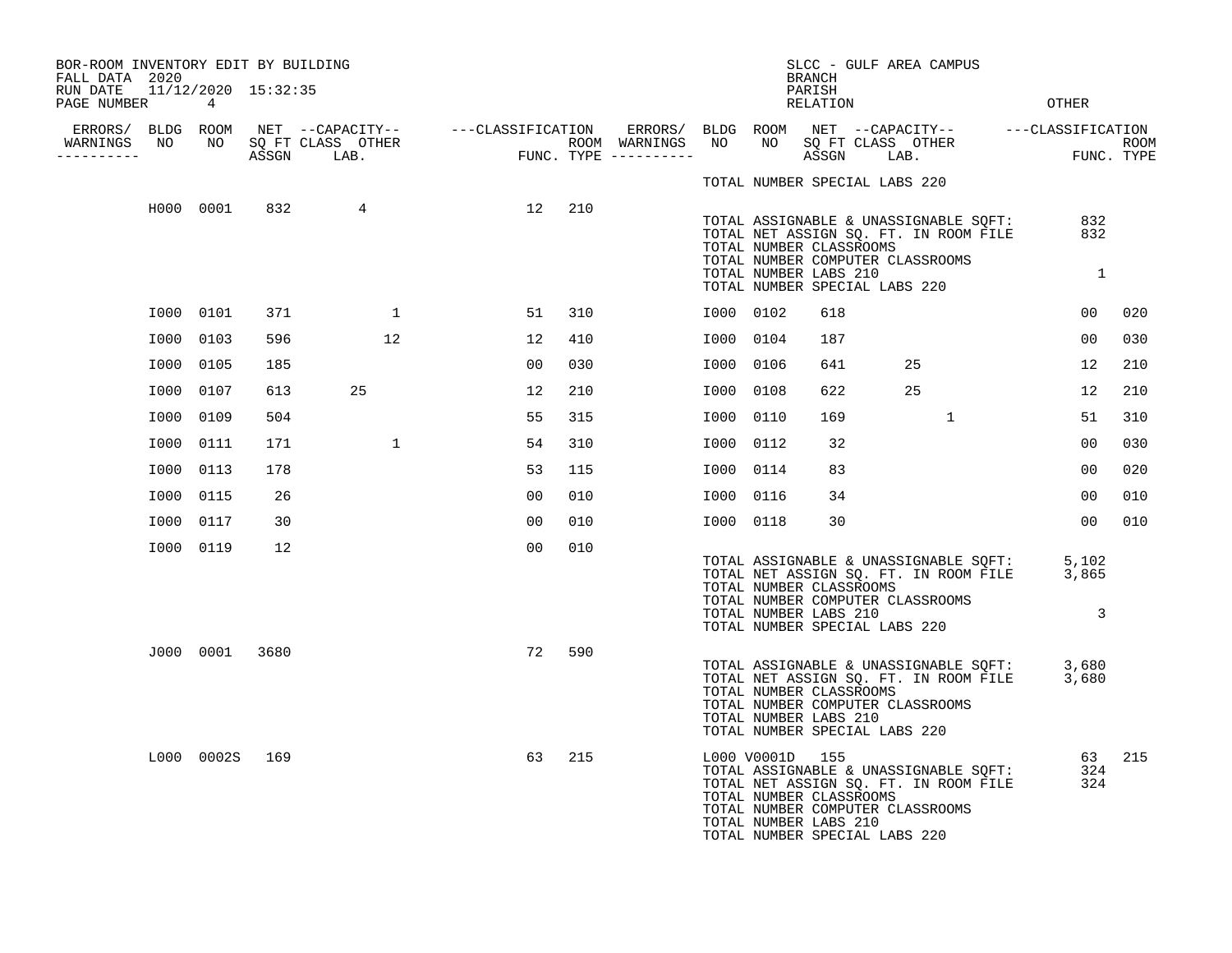BOR-ROOM INVENTORY EDIT BY BUILDING
FALL DATA 2020
RUN DATE 11/12/2020 15:32:35
PAGE NUMBER 4

SLCC - GULF AREA CAMPUS
BRANCH
PARISH
RELATION
OTHER

| ERRORS/ WARNINGS | BLDG NO | ROOM NO | NET SQ FT ASSGN | CAPACITY CLASS LAB. | CAPACITY OTHER | CLASSIFICATION FUNC. | ROOM TYPE | ERRORS/ WARNINGS | BLDG NO | ROOM NO | NET SQ FT ASSGN | CAPACITY CLASS LAB. | CAPACITY OTHER | CLASSIFICATION FUNC. | ROOM TYPE |
|---|---|---|---|---|---|---|---|---|---|---|---|---|---|---|---|
| | | | | | | | | | TOTAL NUMBER SPECIAL LABS 220 | | | | | | |
| | H000 | 0001 | 832 | 4 | | 12 | 210 | | | | | | | | |
| | | | | | | | | | TOTAL ASSIGNABLE & UNASSIGNABLE SQFT: | | | | | 832 | |
| | | | | | | | | | TOTAL NET ASSIGN SQ. FT. IN ROOM FILE | | | | | 832 | |
| | | | | | | | | | TOTAL NUMBER CLASSROOMS | | | | | | |
| | | | | | | | | | TOTAL NUMBER COMPUTER CLASSROOMS | | | | | | |
| | | | | | | | | | TOTAL NUMBER LABS 210 | | | | | 1 | |
| | | | | | | | | | TOTAL NUMBER SPECIAL LABS 220 | | | | | | |
| | I000 | 0101 | 371 | | 1 | 51 | 310 | | I000 | 0102 | 618 | | | 00 | 020 |
| | I000 | 0103 | 596 | | 12 | 12 | 410 | | I000 | 0104 | 187 | | | 00 | 030 |
| | I000 | 0105 | 185 | | | 00 | 030 | | I000 | 0106 | 641 | 25 | | 12 | 210 |
| | I000 | 0107 | 613 | 25 | | 12 | 210 | | I000 | 0108 | 622 | 25 | | 12 | 210 |
| | I000 | 0109 | 504 | | | 55 | 315 | | I000 | 0110 | 169 | | 1 | 51 | 310 |
| | I000 | 0111 | 171 | | 1 | 54 | 310 | | I000 | 0112 | 32 | | | 00 | 030 |
| | I000 | 0113 | 178 | | | 53 | 115 | | I000 | 0114 | 83 | | | 00 | 020 |
| | I000 | 0115 | 26 | | | 00 | 010 | | I000 | 0116 | 34 | | | 00 | 010 |
| | I000 | 0117 | 30 | | | 00 | 010 | | I000 | 0118 | 30 | | | 00 | 010 |
| | I000 | 0119 | 12 | | | 00 | 010 | | | | | | | | |
| | | | | | | | | | TOTAL ASSIGNABLE & UNASSIGNABLE SQFT: | | | | | 5,102 | |
| | | | | | | | | | TOTAL NET ASSIGN SQ. FT. IN ROOM FILE | | | | | 3,865 | |
| | | | | | | | | | TOTAL NUMBER CLASSROOMS | | | | | | |
| | | | | | | | | | TOTAL NUMBER COMPUTER CLASSROOMS | | | | | | |
| | | | | | | | | | TOTAL NUMBER LABS 210 | | | | | 3 | |
| | | | | | | | | | TOTAL NUMBER SPECIAL LABS 220 | | | | | | |
| | J000 | 0001 | 3680 | | | 72 | 590 | | | | | | | | |
| | | | | | | | | | TOTAL ASSIGNABLE & UNASSIGNABLE SQFT: | | | | | 3,680 | |
| | | | | | | | | | TOTAL NET ASSIGN SQ. FT. IN ROOM FILE | | | | | 3,680 | |
| | | | | | | | | | TOTAL NUMBER CLASSROOMS | | | | | | |
| | | | | | | | | | TOTAL NUMBER COMPUTER CLASSROOMS | | | | | | |
| | | | | | | | | | TOTAL NUMBER LABS 210 | | | | | | |
| | | | | | | | | | TOTAL NUMBER SPECIAL LABS 220 | | | | | | |
| | L000 | 0002S | 169 | | | 63 | 215 | | L000 | V0001D | 155 | | | 63 | 215 |
| | | | | | | | | | TOTAL ASSIGNABLE & UNASSIGNABLE SQFT: | | | | | 324 | |
| | | | | | | | | | TOTAL NET ASSIGN SQ. FT. IN ROOM FILE | | | | | 324 | |
| | | | | | | | | | TOTAL NUMBER CLASSROOMS | | | | | | |
| | | | | | | | | | TOTAL NUMBER COMPUTER CLASSROOMS | | | | | | |
| | | | | | | | | | TOTAL NUMBER LABS 210 | | | | | | |
| | | | | | | | | | TOTAL NUMBER SPECIAL LABS 220 | | | | | | |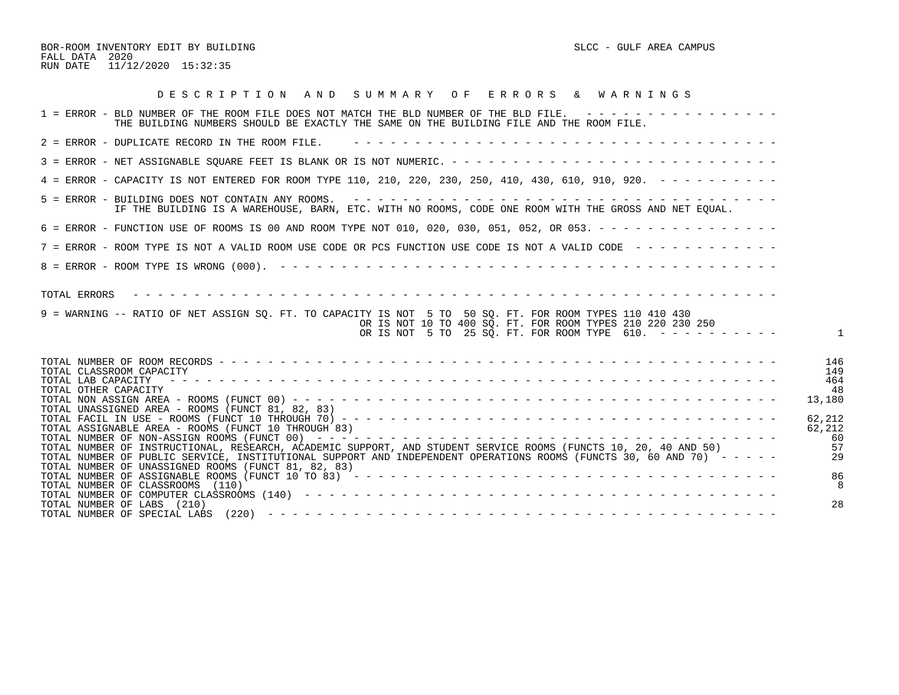BOR-ROOM INVENTORY EDIT BY BUILDING
FALL DATA 2020
RUN DATE 11/12/2020 15:32:35

SLCC - GULF AREA CAMPUS

## D E S C R I P T I O N   A N D   S U M M A R Y   O F   E R R O R S   &   W A R N I N G S

| | |
|---|---|
| 1 = ERROR - BLD NUMBER OF THE ROOM FILE DOES NOT MATCH THE BLD NUMBER OF THE BLD FILE. THE BUILDING NUMBERS SHOULD BE EXACTLY THE SAME ON THE BUILDING FILE AND THE ROOM FILE. | |
| 2 = ERROR - DUPLICATE RECORD IN THE ROOM FILE. | |
| 3 = ERROR - NET ASSIGNABLE SQUARE FEET IS BLANK OR IS NOT NUMERIC. | |
| 4 = ERROR - CAPACITY IS NOT ENTERED FOR ROOM TYPE 110, 210, 220, 230, 250, 410, 430, 610, 910, 920. | |
| 5 = ERROR - BUILDING DOES NOT CONTAIN ANY ROOMS. IF THE BUILDING IS A WAREHOUSE, BARN, ETC. WITH NO ROOMS, CODE ONE ROOM WITH THE GROSS AND NET EQUAL. | |
| 6 = ERROR - FUNCTION USE OF ROOMS IS 00 AND ROOM TYPE NOT 010, 020, 030, 051, 052, OR 053. | |
| 7 = ERROR - ROOM TYPE IS NOT A VALID ROOM USE CODE OR PCS FUNCTION USE CODE IS NOT A VALID CODE | |
| 8 = ERROR - ROOM TYPE IS WRONG (000). | |
| TOTAL ERRORS | |
| 9 = WARNING -- RATIO OF NET ASSIGN SQ. FT. TO CAPACITY IS NOT 5 TO 50 SQ. FT. FOR ROOM TYPES 110 410 430 OR IS NOT 10 TO 400 SQ. FT. FOR ROOM TYPES 210 220 230 250 OR IS NOT 5 TO 25 SQ. FT. FOR ROOM TYPE 610. | 1 |

| | |
|---|---|
| TOTAL NUMBER OF ROOM RECORDS | 146 |
| TOTAL CLASSROOM CAPACITY | 149 |
| TOTAL LAB CAPACITY | 464 |
| TOTAL OTHER CAPACITY | 48 |
| TOTAL NON ASSIGN AREA - ROOMS (FUNCT 00) | 13,180 |
| TOTAL UNASSIGNED AREA - ROOMS (FUNCT 81, 82, 83) | |
| TOTAL FACIL IN USE - ROOMS (FUNCT 10 THROUGH 70) | 62,212 |
| TOTAL ASSIGNABLE AREA - ROOMS (FUNCT 10 THROUGH 83) | 62,212 |
| TOTAL NUMBER OF NON-ASSIGN ROOMS (FUNCT 00) | 60 |
| TOTAL NUMBER OF INSTRUCTIONAL, RESEARCH, ACADEMIC SUPPORT, AND STUDENT SERVICE ROOMS (FUNCTS 10, 20, 40 AND 50) | 57 |
| TOTAL NUMBER OF PUBLIC SERVICE, INSTITUTIONAL SUPPORT AND INDEPENDENT OPERATIONS ROOMS (FUNCTS 30, 60 AND 70) | 29 |
| TOTAL NUMBER OF UNASSIGNED ROOMS (FUNCT 81, 82, 83) | |
| TOTAL NUMBER OF ASSIGNABLE ROOMS (FUNCT 10 TO 83) | 86 |
| TOTAL NUMBER OF CLASSROOMS (110) | 8 |
| TOTAL NUMBER OF COMPUTER CLASSROOMS (140) | |
| TOTAL NUMBER OF LABS (210) | 28 |
| TOTAL NUMBER OF SPECIAL LABS (220) | |